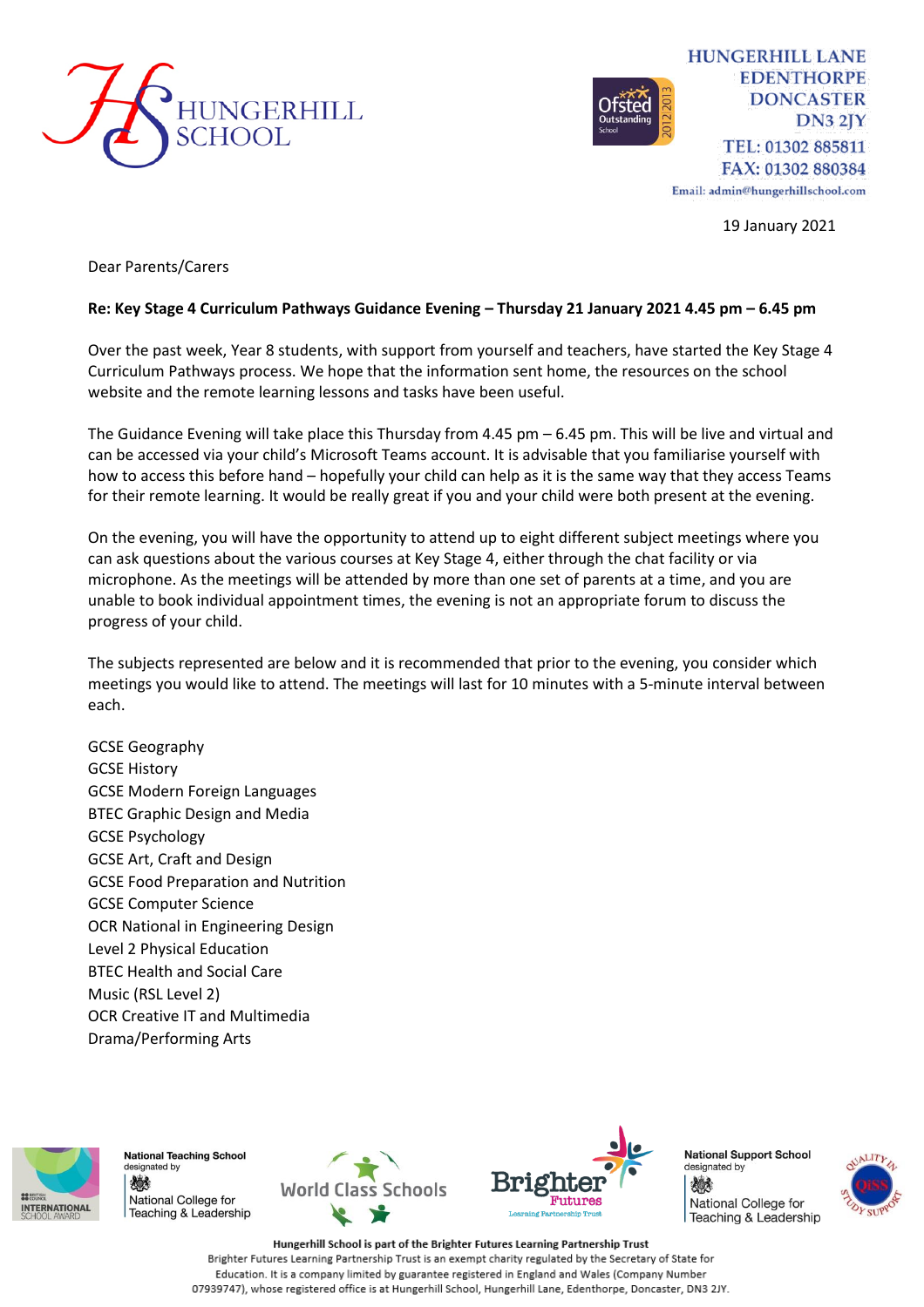HUNGERHILL SCHOOL

HUNGERHILL LANE
EDENTHORPE
DONCASTER
DN3 2JY
TEL: 01302 885811
FAX: 01302 880384
Email: admin@hungerhillschool.com

19 January 2021

Dear Parents/Carers

**Re: Key Stage 4 Curriculum Pathways Guidance Evening – Thursday 21 January 2021 4.45 pm – 6.45 pm**

Over the past week, Year 8 students, with support from yourself and teachers, have started the Key Stage 4 Curriculum Pathways process. We hope that the information sent home, the resources on the school website and the remote learning lessons and tasks have been useful.

The Guidance Evening will take place this Thursday from 4.45 pm – 6.45 pm. This will be live and virtual and can be accessed via your child's Microsoft Teams account. It is advisable that you familiarise yourself with how to access this before hand – hopefully your child can help as it is the same way that they access Teams for their remote learning. It would be really great if you and your child were both present at the evening.

On the evening, you will have the opportunity to attend up to eight different subject meetings where you can ask questions about the various courses at Key Stage 4, either through the chat facility or via microphone. As the meetings will be attended by more than one set of parents at a time, and you are unable to book individual appointment times, the evening is not an appropriate forum to discuss the progress of your child.

The subjects represented are below and it is recommended that prior to the evening, you consider which meetings you would like to attend. The meetings will last for 10 minutes with a 5-minute interval between each.

GCSE Geography
GCSE History
GCSE Modern Foreign Languages
BTEC Graphic Design and Media
GCSE Psychology
GCSE Art, Craft and Design
GCSE Food Preparation and Nutrition
GCSE Computer Science
OCR National in Engineering Design
Level 2 Physical Education
BTEC Health and Social Care
Music (RSL Level 2)
OCR Creative IT and Multimedia
Drama/Performing Arts

National Teaching School designated by National College for Teaching & Leadership | World Class Schools | Brighter Futures Learning Partnership Trust | National Support School designated by National College for Teaching & Leadership

**Hungerhill School is part of the Brighter Futures Learning Partnership Trust**
Brighter Futures Learning Partnership Trust is an exempt charity regulated by the Secretary of State for Education. It is a company limited by guarantee registered in England and Wales (Company Number 07939747), whose registered office is at Hungerhill School, Hungerhill Lane, Edenthorpe, Doncaster, DN3 2JY.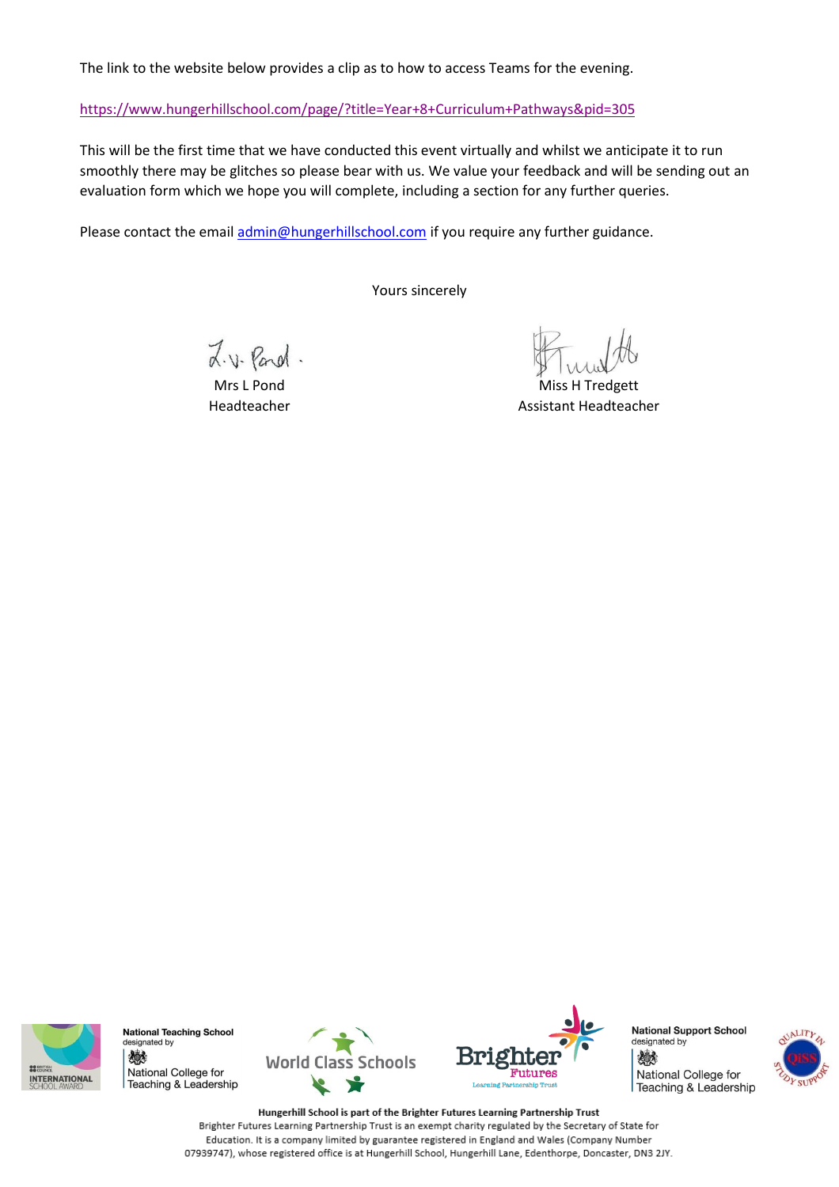The link to the website below provides a clip as to how to access Teams for the evening.

https://www.hungerhillschool.com/page/?title=Year+8+Curriculum+Pathways&pid=305

This will be the first time that we have conducted this event virtually and whilst we anticipate it to run smoothly there may be glitches so please bear with us. We value your feedback and will be sending out an evaluation form which we hope you will complete, including a section for any further queries.

Please contact the email admin@hungerhillschool.com if you require any further guidance.

Yours sincerely

Mrs L Pond
Headteacher

Miss H Tredgett
Assistant Headteacher

National Teaching School designated by National College for Teaching & Leadership

World Class Schools

Brighter Futures Learning Partnership Trust

National Support School designated by National College for Teaching & Leadership

**Hungerhill School is part of the Brighter Futures Learning Partnership Trust**

Brighter Futures Learning Partnership Trust is an exempt charity regulated by the Secretary of State for Education. It is a company limited by guarantee registered in England and Wales (Company Number 07939747), whose registered office is at Hungerhill School, Hungerhill Lane, Edenthorpe, Doncaster, DN3 2JY.